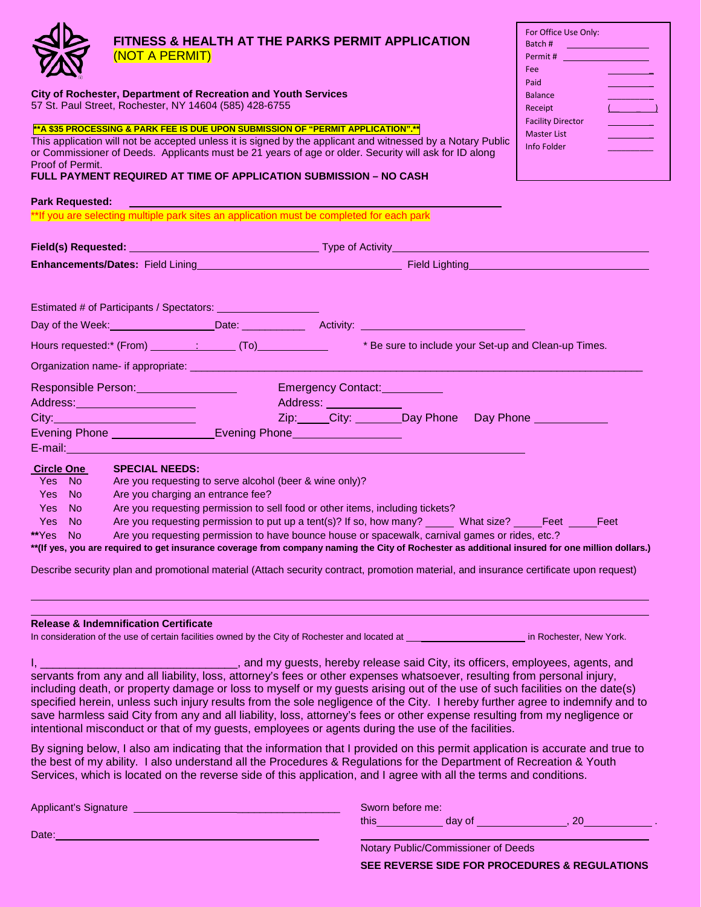# FITNESS & HEALTH AT THE PARKS PERMIT APPLICATION

(NOT A PERMIT)

| For Office Use Only: | |
|---|---|
| Batch # | |
| Permit # | |
| Fee | |
| Paid | |
| Balance | |
| Receipt | ( ) |
| Facility Director | |
| Master List | |
| Info Folder | |

**City of Rochester, Department of Recreation and Youth Services**
57 St. Paul Street, Rochester, NY 14604 (585) 428-6755

****A $35 PROCESSING & PARK FEE IS DUE UPON SUBMISSION OF "PERMIT APPLICATION".****

This application will not be accepted unless it is signed by the applicant and witnessed by a Notary Public or Commissioner of Deeds. Applicants must be 21 years of age or older. Security will ask for ID along Proof of Permit.

**FULL PAYMENT REQUIRED AT TIME OF APPLICATION SUBMISSION – NO CASH**

**Park Requested:** ______________________________

**If you are selecting multiple park sites an application must be completed for each park

**Field(s) Requested:** ______________________ Type of Activity______________________

**Enhancements/Dates:** Field Lining______________________ Field Lighting______________________

Estimated # of Participants / Spectators: ______________

Day of the Week:______________ Date: __________ Activity: ______________________

Hours requested:* (From) _______:_______ (To)___________ * Be sure to include your Set-up and Clean-up Times.

Organization name- if appropriate: ______________________________________________

Responsible Person:______________ Emergency Contact:__________

Address:________________ Address: ____________

City:________________ Zip:_____City: _______Day Phone Day Phone ___________

Evening Phone ______________Evening Phone______________

E-mail:______________________________________________

**Circle One** **SPECIAL NEEDS:**

- Yes No — Are you requesting to serve alcohol (beer & wine only)?
- Yes No — Are you charging an entrance fee?
- Yes No — Are you requesting permission to sell food or other items, including tickets?
- Yes No — Are you requesting permission to put up a tent(s)? If so, how many? _____ What size? _____Feet _____Feet
- **Yes No — Are you requesting permission to have bounce house or spacewalk, carnival games or rides, etc.?

****(If yes, you are required to get insurance coverage from company naming the City of Rochester as additional insured for one million dollars.)**

Describe security plan and promotional material (Attach security contract, promotion material, and insurance certificate upon request)

______________________________________________________________________

______________________________________________________________________

**Release & Indemnification Certificate**

In consideration of the use of certain facilities owned by the City of Rochester and located at ___________________ in Rochester, New York.

I, ______________________________, and my guests, hereby release said City, its officers, employees, agents, and servants from any and all liability, loss, attorney's fees or other expenses whatsoever, resulting from personal injury, including death, or property damage or loss to myself or my guests arising out of the use of such facilities on the date(s) specified herein, unless such injury results from the sole negligence of the City. I hereby further agree to indemnify and to save harmless said City from any and all liability, loss, attorney's fees or other expense resulting from my negligence or intentional misconduct or that of my guests, employees or agents during the use of the facilities.

By signing below, I also am indicating that the information that I provided on this permit application is accurate and true to the best of my ability. I also understand all the Procedures & Regulations for the Department of Recreation & Youth Services, which is located on the reverse side of this application, and I agree with all the terms and conditions.

Applicant's Signature ______________________________

Date:______________________________

Sworn before me:
this__________ day of ______________, 20__________ .

______________________________
Notary Public/Commissioner of Deeds

**SEE REVERSE SIDE FOR PROCEDURES & REGULATIONS**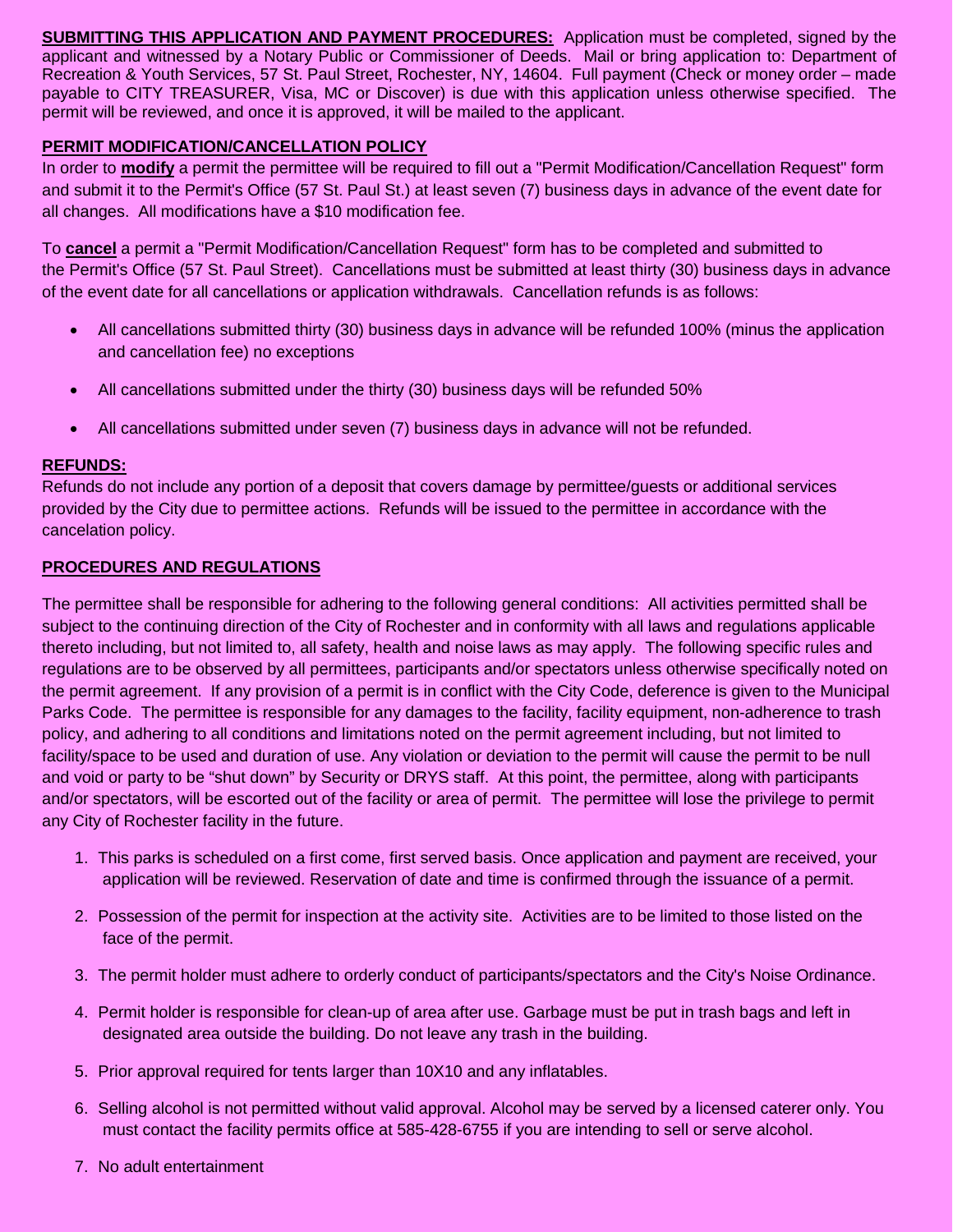**SUBMITTING THIS APPLICATION AND PAYMENT PROCEDURES:** Application must be completed, signed by the applicant and witnessed by a Notary Public or Commissioner of Deeds. Mail or bring application to: Department of Recreation & Youth Services, 57 St. Paul Street, Rochester, NY, 14604. Full payment (Check or money order – made payable to CITY TREASURER, Visa, MC or Discover) is due with this application unless otherwise specified. The permit will be reviewed, and once it is approved, it will be mailed to the applicant.

**PERMIT MODIFICATION/CANCELLATION POLICY**

In order to **modify** a permit the permittee will be required to fill out a "Permit Modification/Cancellation Request" form and submit it to the Permit's Office (57 St. Paul St.) at least seven (7) business days in advance of the event date for all changes. All modifications have a $10 modification fee.

To **cancel** a permit a "Permit Modification/Cancellation Request" form has to be completed and submitted to the Permit's Office (57 St. Paul Street). Cancellations must be submitted at least thirty (30) business days in advance of the event date for all cancellations or application withdrawals. Cancellation refunds is as follows:

- All cancellations submitted thirty (30) business days in advance will be refunded 100% (minus the application and cancellation fee) no exceptions
- All cancellations submitted under the thirty (30) business days will be refunded 50%
- All cancellations submitted under seven (7) business days in advance will not be refunded.

**REFUNDS:**

Refunds do not include any portion of a deposit that covers damage by permittee/guests or additional services provided by the City due to permittee actions. Refunds will be issued to the permittee in accordance with the cancelation policy.

**PROCEDURES AND REGULATIONS**

The permittee shall be responsible for adhering to the following general conditions: All activities permitted shall be subject to the continuing direction of the City of Rochester and in conformity with all laws and regulations applicable thereto including, but not limited to, all safety, health and noise laws as may apply. The following specific rules and regulations are to be observed by all permittees, participants and/or spectators unless otherwise specifically noted on the permit agreement. If any provision of a permit is in conflict with the City Code, deference is given to the Municipal Parks Code. The permittee is responsible for any damages to the facility, facility equipment, non-adherence to trash policy, and adhering to all conditions and limitations noted on the permit agreement including, but not limited to facility/space to be used and duration of use. Any violation or deviation to the permit will cause the permit to be null and void or party to be "shut down" by Security or DRYS staff. At this point, the permittee, along with participants and/or spectators, will be escorted out of the facility or area of permit. The permittee will lose the privilege to permit any City of Rochester facility in the future.

1. This parks is scheduled on a first come, first served basis. Once application and payment are received, your application will be reviewed. Reservation of date and time is confirmed through the issuance of a permit.
2. Possession of the permit for inspection at the activity site. Activities are to be limited to those listed on the face of the permit.
3. The permit holder must adhere to orderly conduct of participants/spectators and the City's Noise Ordinance.
4. Permit holder is responsible for clean-up of area after use. Garbage must be put in trash bags and left in designated area outside the building. Do not leave any trash in the building.
5. Prior approval required for tents larger than 10X10 and any inflatables.
6. Selling alcohol is not permitted without valid approval. Alcohol may be served by a licensed caterer only. You must contact the facility permits office at 585-428-6755 if you are intending to sell or serve alcohol.
7. No adult entertainment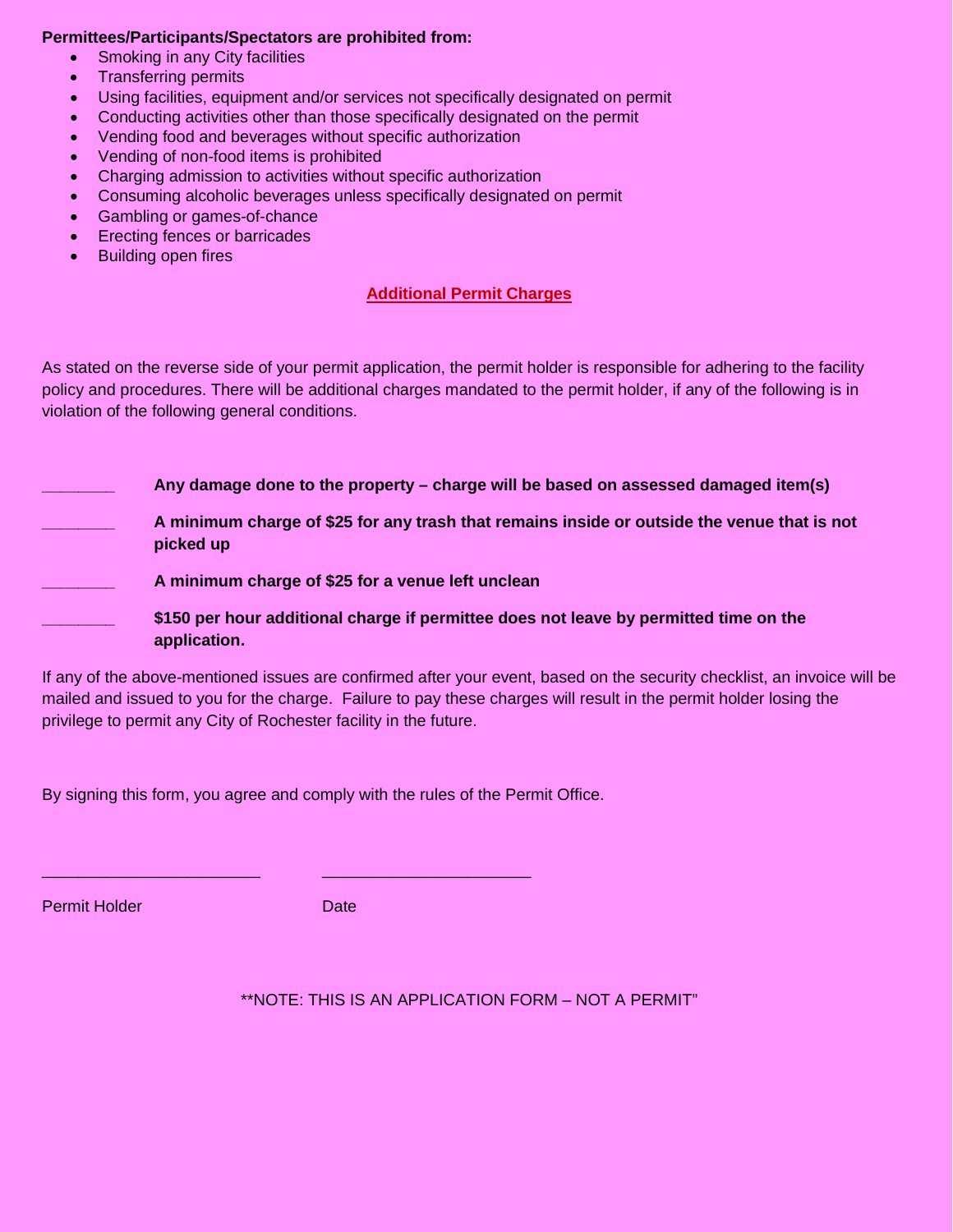**Permittees/Participants/Spectators are prohibited from:**

- Smoking in any City facilities
- Transferring permits
- Using facilities, equipment and/or services not specifically designated on permit
- Conducting activities other than those specifically designated on the permit
- Vending food and beverages without specific authorization
- Vending of non-food items is prohibited
- Charging admission to activities without specific authorization
- Consuming alcoholic beverages unless specifically designated on permit
- Gambling or games-of-chance
- Erecting fences or barricades
- Building open fires

## Additional Permit Charges

As stated on the reverse side of your permit application, the permit holder is responsible for adhering to the facility policy and procedures. There will be additional charges mandated to the permit holder, if any of the following is in violation of the following general conditions.

_______ **Any damage done to the property – charge will be based on assessed damaged item(s)**

_______ **A minimum charge of $25 for any trash that remains inside or outside the venue that is not picked up**

_______ **A minimum charge of $25 for a venue left unclean**

_______ **$150 per hour additional charge if permittee does not leave by permitted time on the application.**

If any of the above-mentioned issues are confirmed after your event, based on the security checklist, an invoice will be mailed and issued to you for the charge. Failure to pay these charges will result in the permit holder losing the privilege to permit any City of Rochester facility in the future.

By signing this form, you agree and comply with the rules of the Permit Office.

_______________________ _______________________

Permit Holder Date

**NOTE: THIS IS AN APPLICATION FORM – NOT A PERMIT"